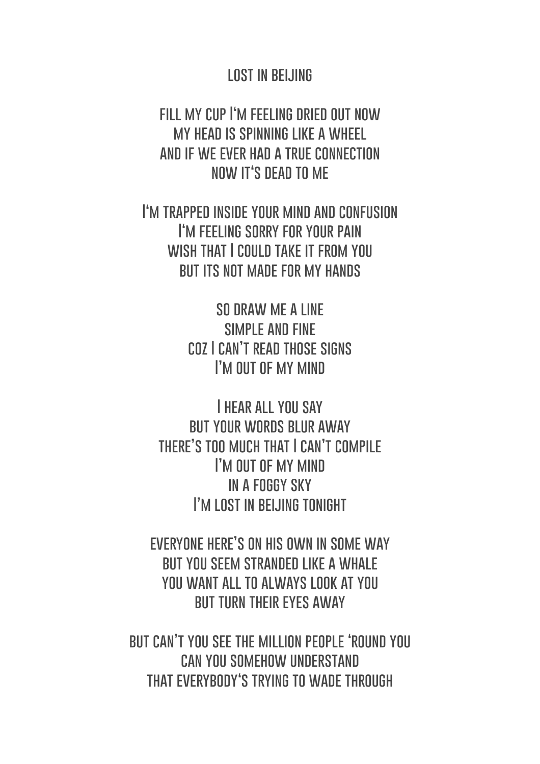# lost in beijing

fill my cup I'm feeling dried out now
my head is spinning like a wheel
and if we ever had a true connection
now it's dead to me

I'm trapped inside your mind and confusion
I'm feeling sorry for your pain
wish that I could take it from you
but its not made for my hands

so draw me a line
simple and fine
coz I can't read those signs
I'm out of my mind

I hear all you say
but your words blur away
there's too much that I can't compile
I'm out of my mind
in a foggy sky
I'm lost in beijing tonight

everyone here's on his own in some way
but you seem stranded like a whale
you want all to always look at you
but turn their eyes away

but can't you see the million people 'round you
can you somehow understand
that everybody's trying to wade through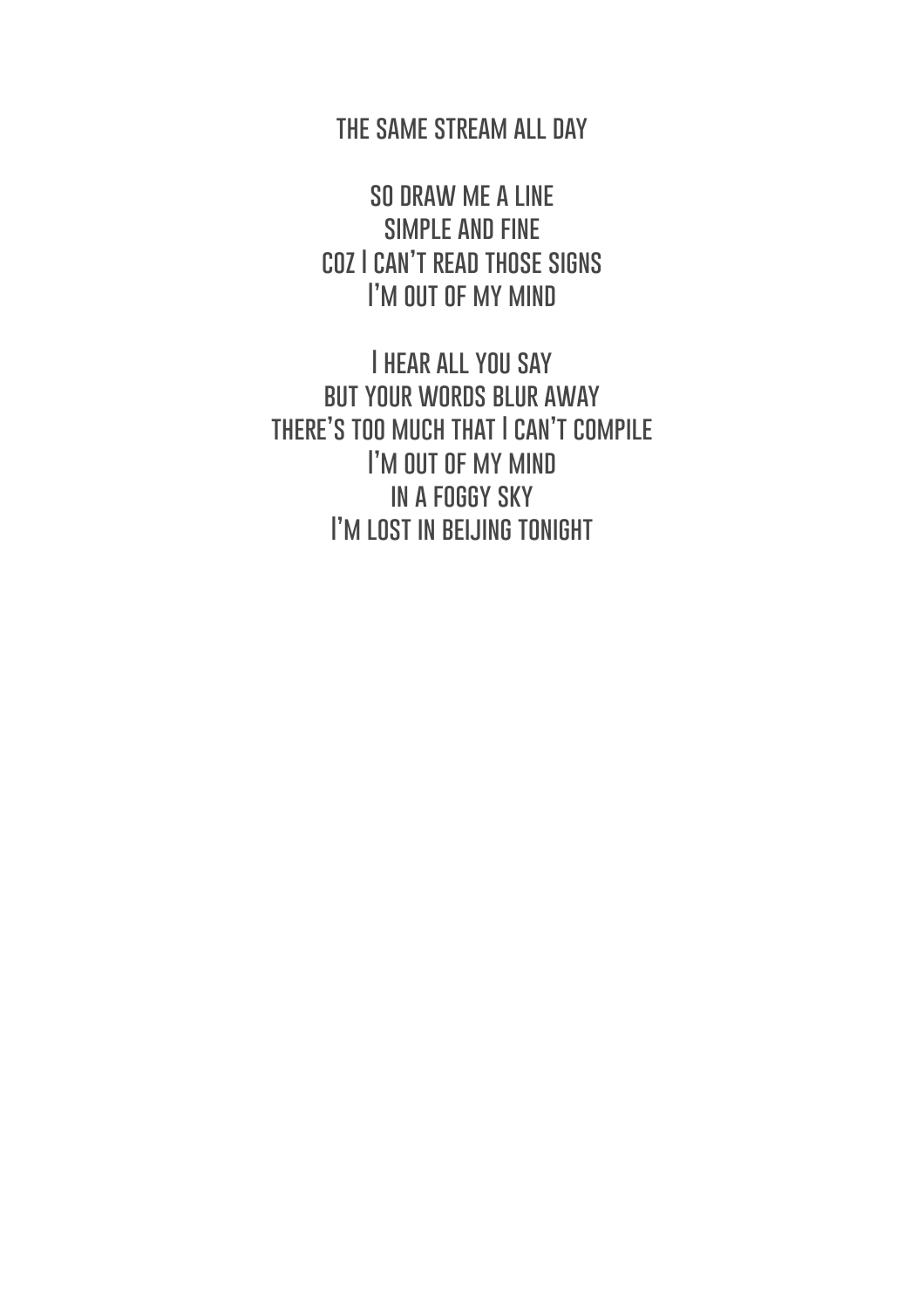the same stream all day

so draw me a line
simple and fine
coz I can't read those signs
I'm out of my mind

I hear all you say
but your words blur away
there's too much that I can't compile
I'm out of my mind
in a foggy sky
I'm lost in beijing tonight